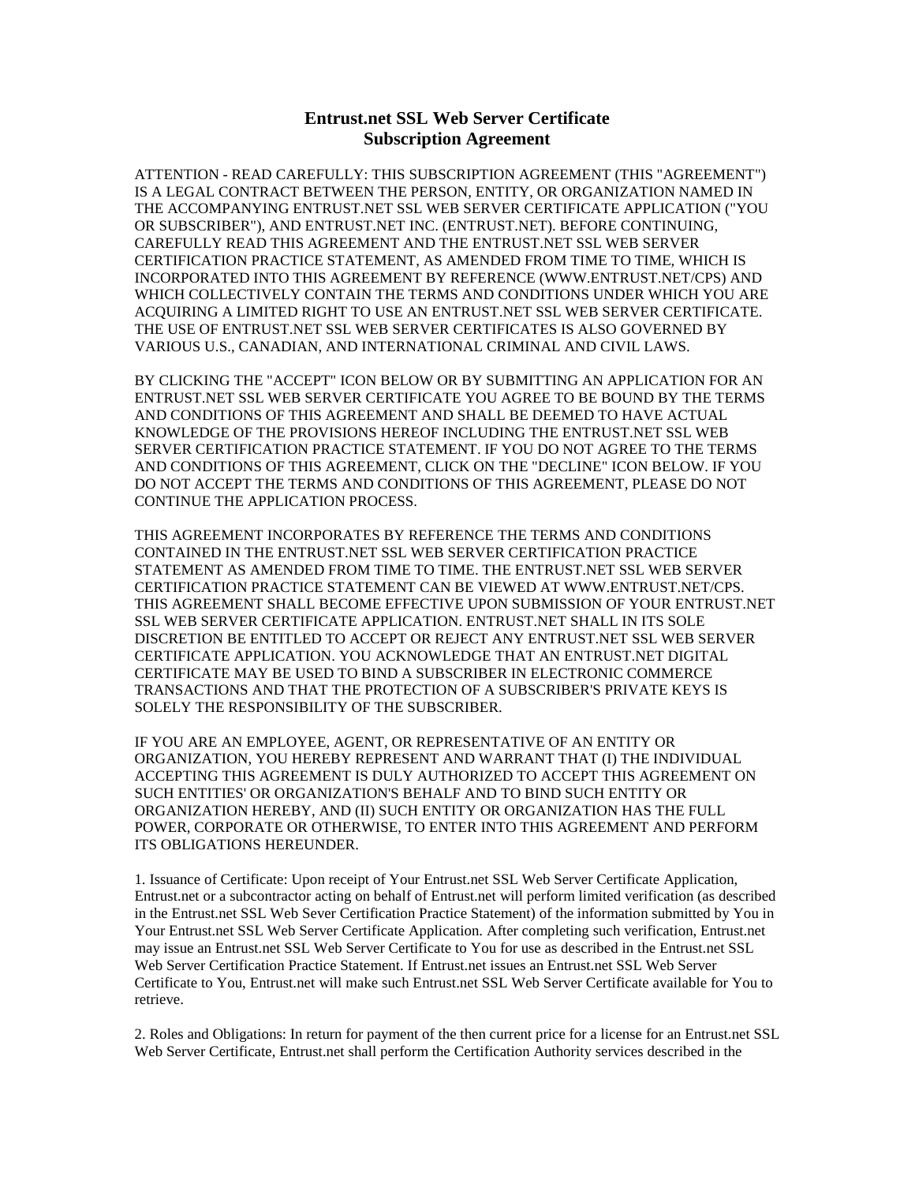# Entrust.net SSL Web Server Certificate Subscription Agreement

ATTENTION - READ CAREFULLY: THIS SUBSCRIPTION AGREEMENT (THIS "AGREEMENT") IS A LEGAL CONTRACT BETWEEN THE PERSON, ENTITY, OR ORGANIZATION NAMED IN THE ACCOMPANYING ENTRUST.NET SSL WEB SERVER CERTIFICATE APPLICATION ("YOU OR SUBSCRIBER"), AND ENTRUST.NET INC. (ENTRUST.NET). BEFORE CONTINUING, CAREFULLY READ THIS AGREEMENT AND THE ENTRUST.NET SSL WEB SERVER CERTIFICATION PRACTICE STATEMENT, AS AMENDED FROM TIME TO TIME, WHICH IS INCORPORATED INTO THIS AGREEMENT BY REFERENCE (WWW.ENTRUST.NET/CPS) AND WHICH COLLECTIVELY CONTAIN THE TERMS AND CONDITIONS UNDER WHICH YOU ARE ACQUIRING A LIMITED RIGHT TO USE AN ENTRUST.NET SSL WEB SERVER CERTIFICATE. THE USE OF ENTRUST.NET SSL WEB SERVER CERTIFICATES IS ALSO GOVERNED BY VARIOUS U.S., CANADIAN, AND INTERNATIONAL CRIMINAL AND CIVIL LAWS.

BY CLICKING THE "ACCEPT" ICON BELOW OR BY SUBMITTING AN APPLICATION FOR AN ENTRUST.NET SSL WEB SERVER CERTIFICATE YOU AGREE TO BE BOUND BY THE TERMS AND CONDITIONS OF THIS AGREEMENT AND SHALL BE DEEMED TO HAVE ACTUAL KNOWLEDGE OF THE PROVISIONS HEREOF INCLUDING THE ENTRUST.NET SSL WEB SERVER CERTIFICATION PRACTICE STATEMENT. IF YOU DO NOT AGREE TO THE TERMS AND CONDITIONS OF THIS AGREEMENT, CLICK ON THE "DECLINE" ICON BELOW. IF YOU DO NOT ACCEPT THE TERMS AND CONDITIONS OF THIS AGREEMENT, PLEASE DO NOT CONTINUE THE APPLICATION PROCESS.

THIS AGREEMENT INCORPORATES BY REFERENCE THE TERMS AND CONDITIONS CONTAINED IN THE ENTRUST.NET SSL WEB SERVER CERTIFICATION PRACTICE STATEMENT AS AMENDED FROM TIME TO TIME. THE ENTRUST.NET SSL WEB SERVER CERTIFICATION PRACTICE STATEMENT CAN BE VIEWED AT WWW.ENTRUST.NET/CPS. THIS AGREEMENT SHALL BECOME EFFECTIVE UPON SUBMISSION OF YOUR ENTRUST.NET SSL WEB SERVER CERTIFICATE APPLICATION. ENTRUST.NET SHALL IN ITS SOLE DISCRETION BE ENTITLED TO ACCEPT OR REJECT ANY ENTRUST.NET SSL WEB SERVER CERTIFICATE APPLICATION. YOU ACKNOWLEDGE THAT AN ENTRUST.NET DIGITAL CERTIFICATE MAY BE USED TO BIND A SUBSCRIBER IN ELECTRONIC COMMERCE TRANSACTIONS AND THAT THE PROTECTION OF A SUBSCRIBER'S PRIVATE KEYS IS SOLELY THE RESPONSIBILITY OF THE SUBSCRIBER.

IF YOU ARE AN EMPLOYEE, AGENT, OR REPRESENTATIVE OF AN ENTITY OR ORGANIZATION, YOU HEREBY REPRESENT AND WARRANT THAT (I) THE INDIVIDUAL ACCEPTING THIS AGREEMENT IS DULY AUTHORIZED TO ACCEPT THIS AGREEMENT ON SUCH ENTITIES' OR ORGANIZATION'S BEHALF AND TO BIND SUCH ENTITY OR ORGANIZATION HEREBY, AND (II) SUCH ENTITY OR ORGANIZATION HAS THE FULL POWER, CORPORATE OR OTHERWISE, TO ENTER INTO THIS AGREEMENT AND PERFORM ITS OBLIGATIONS HEREUNDER.

1. Issuance of Certificate: Upon receipt of Your Entrust.net SSL Web Server Certificate Application, Entrust.net or a subcontractor acting on behalf of Entrust.net will perform limited verification (as described in the Entrust.net SSL Web Sever Certification Practice Statement) of the information submitted by You in Your Entrust.net SSL Web Server Certificate Application. After completing such verification, Entrust.net may issue an Entrust.net SSL Web Server Certificate to You for use as described in the Entrust.net SSL Web Server Certification Practice Statement. If Entrust.net issues an Entrust.net SSL Web Server Certificate to You, Entrust.net will make such Entrust.net SSL Web Server Certificate available for You to retrieve.

2. Roles and Obligations: In return for payment of the then current price for a license for an Entrust.net SSL Web Server Certificate, Entrust.net shall perform the Certification Authority services described in the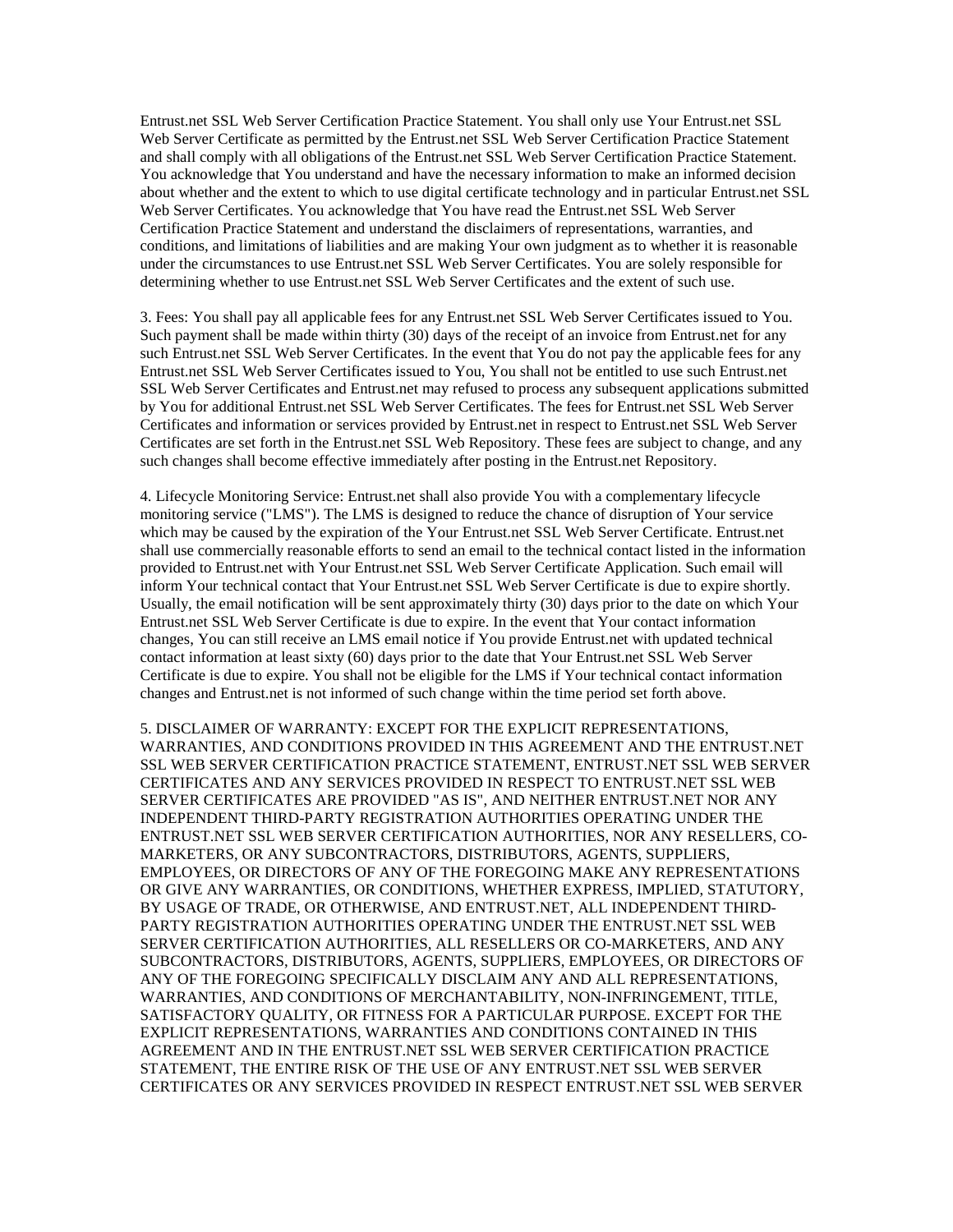Entrust.net SSL Web Server Certification Practice Statement. You shall only use Your Entrust.net SSL Web Server Certificate as permitted by the Entrust.net SSL Web Server Certification Practice Statement and shall comply with all obligations of the Entrust.net SSL Web Server Certification Practice Statement. You acknowledge that You understand and have the necessary information to make an informed decision about whether and the extent to which to use digital certificate technology and in particular Entrust.net SSL Web Server Certificates. You acknowledge that You have read the Entrust.net SSL Web Server Certification Practice Statement and understand the disclaimers of representations, warranties, and conditions, and limitations of liabilities and are making Your own judgment as to whether it is reasonable under the circumstances to use Entrust.net SSL Web Server Certificates. You are solely responsible for determining whether to use Entrust.net SSL Web Server Certificates and the extent of such use.

3. Fees: You shall pay all applicable fees for any Entrust.net SSL Web Server Certificates issued to You. Such payment shall be made within thirty (30) days of the receipt of an invoice from Entrust.net for any such Entrust.net SSL Web Server Certificates. In the event that You do not pay the applicable fees for any Entrust.net SSL Web Server Certificates issued to You, You shall not be entitled to use such Entrust.net SSL Web Server Certificates and Entrust.net may refused to process any subsequent applications submitted by You for additional Entrust.net SSL Web Server Certificates. The fees for Entrust.net SSL Web Server Certificates and information or services provided by Entrust.net in respect to Entrust.net SSL Web Server Certificates are set forth in the Entrust.net SSL Web Repository. These fees are subject to change, and any such changes shall become effective immediately after posting in the Entrust.net Repository.

4. Lifecycle Monitoring Service: Entrust.net shall also provide You with a complementary lifecycle monitoring service ("LMS"). The LMS is designed to reduce the chance of disruption of Your service which may be caused by the expiration of the Your Entrust.net SSL Web Server Certificate. Entrust.net shall use commercially reasonable efforts to send an email to the technical contact listed in the information provided to Entrust.net with Your Entrust.net SSL Web Server Certificate Application. Such email will inform Your technical contact that Your Entrust.net SSL Web Server Certificate is due to expire shortly. Usually, the email notification will be sent approximately thirty (30) days prior to the date on which Your Entrust.net SSL Web Server Certificate is due to expire. In the event that Your contact information changes, You can still receive an LMS email notice if You provide Entrust.net with updated technical contact information at least sixty (60) days prior to the date that Your Entrust.net SSL Web Server Certificate is due to expire. You shall not be eligible for the LMS if Your technical contact information changes and Entrust.net is not informed of such change within the time period set forth above.

5. DISCLAIMER OF WARRANTY: EXCEPT FOR THE EXPLICIT REPRESENTATIONS, WARRANTIES, AND CONDITIONS PROVIDED IN THIS AGREEMENT AND THE ENTRUST.NET SSL WEB SERVER CERTIFICATION PRACTICE STATEMENT, ENTRUST.NET SSL WEB SERVER CERTIFICATES AND ANY SERVICES PROVIDED IN RESPECT TO ENTRUST.NET SSL WEB SERVER CERTIFICATES ARE PROVIDED "AS IS", AND NEITHER ENTRUST.NET NOR ANY INDEPENDENT THIRD-PARTY REGISTRATION AUTHORITIES OPERATING UNDER THE ENTRUST.NET SSL WEB SERVER CERTIFICATION AUTHORITIES, NOR ANY RESELLERS, CO-MARKETERS, OR ANY SUBCONTRACTORS, DISTRIBUTORS, AGENTS, SUPPLIERS, EMPLOYEES, OR DIRECTORS OF ANY OF THE FOREGOING MAKE ANY REPRESENTATIONS OR GIVE ANY WARRANTIES, OR CONDITIONS, WHETHER EXPRESS, IMPLIED, STATUTORY, BY USAGE OF TRADE, OR OTHERWISE, AND ENTRUST.NET, ALL INDEPENDENT THIRD-PARTY REGISTRATION AUTHORITIES OPERATING UNDER THE ENTRUST.NET SSL WEB SERVER CERTIFICATION AUTHORITIES, ALL RESELLERS OR CO-MARKETERS, AND ANY SUBCONTRACTORS, DISTRIBUTORS, AGENTS, SUPPLIERS, EMPLOYEES, OR DIRECTORS OF ANY OF THE FOREGOING SPECIFICALLY DISCLAIM ANY AND ALL REPRESENTATIONS, WARRANTIES, AND CONDITIONS OF MERCHANTABILITY, NON-INFRINGEMENT, TITLE, SATISFACTORY QUALITY, OR FITNESS FOR A PARTICULAR PURPOSE. EXCEPT FOR THE EXPLICIT REPRESENTATIONS, WARRANTIES AND CONDITIONS CONTAINED IN THIS AGREEMENT AND IN THE ENTRUST.NET SSL WEB SERVER CERTIFICATION PRACTICE STATEMENT, THE ENTIRE RISK OF THE USE OF ANY ENTRUST.NET SSL WEB SERVER CERTIFICATES OR ANY SERVICES PROVIDED IN RESPECT ENTRUST.NET SSL WEB SERVER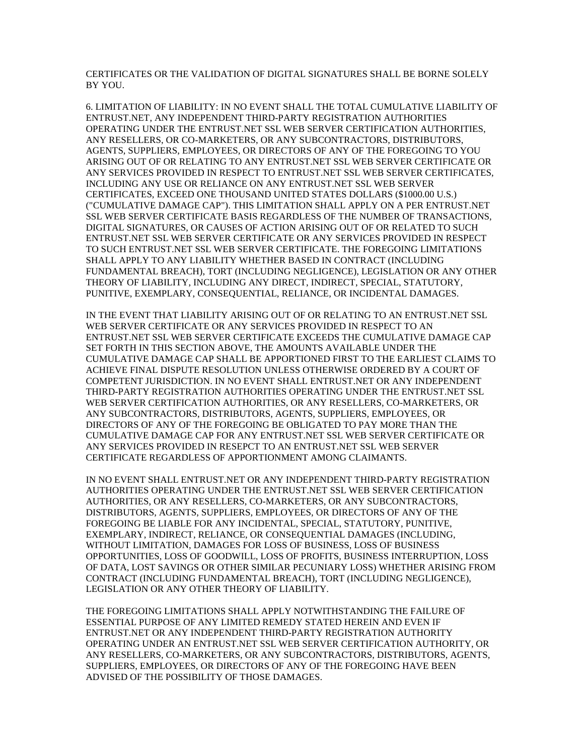CERTIFICATES OR THE VALIDATION OF DIGITAL SIGNATURES SHALL BE BORNE SOLELY BY YOU.

6. LIMITATION OF LIABILITY: IN NO EVENT SHALL THE TOTAL CUMULATIVE LIABILITY OF ENTRUST.NET, ANY INDEPENDENT THIRD-PARTY REGISTRATION AUTHORITIES OPERATING UNDER THE ENTRUST.NET SSL WEB SERVER CERTIFICATION AUTHORITIES, ANY RESELLERS, OR CO-MARKETERS, OR ANY SUBCONTRACTORS, DISTRIBUTORS, AGENTS, SUPPLIERS, EMPLOYEES, OR DIRECTORS OF ANY OF THE FOREGOING TO YOU ARISING OUT OF OR RELATING TO ANY ENTRUST.NET SSL WEB SERVER CERTIFICATE OR ANY SERVICES PROVIDED IN RESPECT TO ENTRUST.NET SSL WEB SERVER CERTIFICATES, INCLUDING ANY USE OR RELIANCE ON ANY ENTRUST.NET SSL WEB SERVER CERTIFICATES, EXCEED ONE THOUSAND UNITED STATES DOLLARS ($1000.00 U.S.) ("CUMULATIVE DAMAGE CAP"). THIS LIMITATION SHALL APPLY ON A PER ENTRUST.NET SSL WEB SERVER CERTIFICATE BASIS REGARDLESS OF THE NUMBER OF TRANSACTIONS, DIGITAL SIGNATURES, OR CAUSES OF ACTION ARISING OUT OF OR RELATED TO SUCH ENTRUST.NET SSL WEB SERVER CERTIFICATE OR ANY SERVICES PROVIDED IN RESPECT TO SUCH ENTRUST.NET SSL WEB SERVER CERTIFICATE. THE FOREGOING LIMITATIONS SHALL APPLY TO ANY LIABILITY WHETHER BASED IN CONTRACT (INCLUDING FUNDAMENTAL BREACH), TORT (INCLUDING NEGLIGENCE), LEGISLATION OR ANY OTHER THEORY OF LIABILITY, INCLUDING ANY DIRECT, INDIRECT, SPECIAL, STATUTORY, PUNITIVE, EXEMPLARY, CONSEQUENTIAL, RELIANCE, OR INCIDENTAL DAMAGES.

IN THE EVENT THAT LIABILITY ARISING OUT OF OR RELATING TO AN ENTRUST.NET SSL WEB SERVER CERTIFICATE OR ANY SERVICES PROVIDED IN RESPECT TO AN ENTRUST.NET SSL WEB SERVER CERTIFICATE EXCEEDS THE CUMULATIVE DAMAGE CAP SET FORTH IN THIS SECTION ABOVE, THE AMOUNTS AVAILABLE UNDER THE CUMULATIVE DAMAGE CAP SHALL BE APPORTIONED FIRST TO THE EARLIEST CLAIMS TO ACHIEVE FINAL DISPUTE RESOLUTION UNLESS OTHERWISE ORDERED BY A COURT OF COMPETENT JURISDICTION. IN NO EVENT SHALL ENTRUST.NET OR ANY INDEPENDENT THIRD-PARTY REGISTRATION AUTHORITIES OPERATING UNDER THE ENTRUST.NET SSL WEB SERVER CERTIFICATION AUTHORITIES, OR ANY RESELLERS, CO-MARKETERS, OR ANY SUBCONTRACTORS, DISTRIBUTORS, AGENTS, SUPPLIERS, EMPLOYEES, OR DIRECTORS OF ANY OF THE FOREGOING BE OBLIGATED TO PAY MORE THAN THE CUMULATIVE DAMAGE CAP FOR ANY ENTRUST.NET SSL WEB SERVER CERTIFICATE OR ANY SERVICES PROVIDED IN RESEPCT TO AN ENTRUST.NET SSL WEB SERVER CERTIFICATE REGARDLESS OF APPORTIONMENT AMONG CLAIMANTS.

IN NO EVENT SHALL ENTRUST.NET OR ANY INDEPENDENT THIRD-PARTY REGISTRATION AUTHORITIES OPERATING UNDER THE ENTRUST.NET SSL WEB SERVER CERTIFICATION AUTHORITIES, OR ANY RESELLERS, CO-MARKETERS, OR ANY SUBCONTRACTORS, DISTRIBUTORS, AGENTS, SUPPLIERS, EMPLOYEES, OR DIRECTORS OF ANY OF THE FOREGOING BE LIABLE FOR ANY INCIDENTAL, SPECIAL, STATUTORY, PUNITIVE, EXEMPLARY, INDIRECT, RELIANCE, OR CONSEQUENTIAL DAMAGES (INCLUDING, WITHOUT LIMITATION, DAMAGES FOR LOSS OF BUSINESS, LOSS OF BUSINESS OPPORTUNITIES, LOSS OF GOODWILL, LOSS OF PROFITS, BUSINESS INTERRUPTION, LOSS OF DATA, LOST SAVINGS OR OTHER SIMILAR PECUNIARY LOSS) WHETHER ARISING FROM CONTRACT (INCLUDING FUNDAMENTAL BREACH), TORT (INCLUDING NEGLIGENCE), LEGISLATION OR ANY OTHER THEORY OF LIABILITY.

THE FOREGOING LIMITATIONS SHALL APPLY NOTWITHSTANDING THE FAILURE OF ESSENTIAL PURPOSE OF ANY LIMITED REMEDY STATED HEREIN AND EVEN IF ENTRUST.NET OR ANY INDEPENDENT THIRD-PARTY REGISTRATION AUTHORITY OPERATING UNDER AN ENTRUST.NET SSL WEB SERVER CERTIFICATION AUTHORITY, OR ANY RESELLERS, CO-MARKETERS, OR ANY SUBCONTRACTORS, DISTRIBUTORS, AGENTS, SUPPLIERS, EMPLOYEES, OR DIRECTORS OF ANY OF THE FOREGOING HAVE BEEN ADVISED OF THE POSSIBILITY OF THOSE DAMAGES.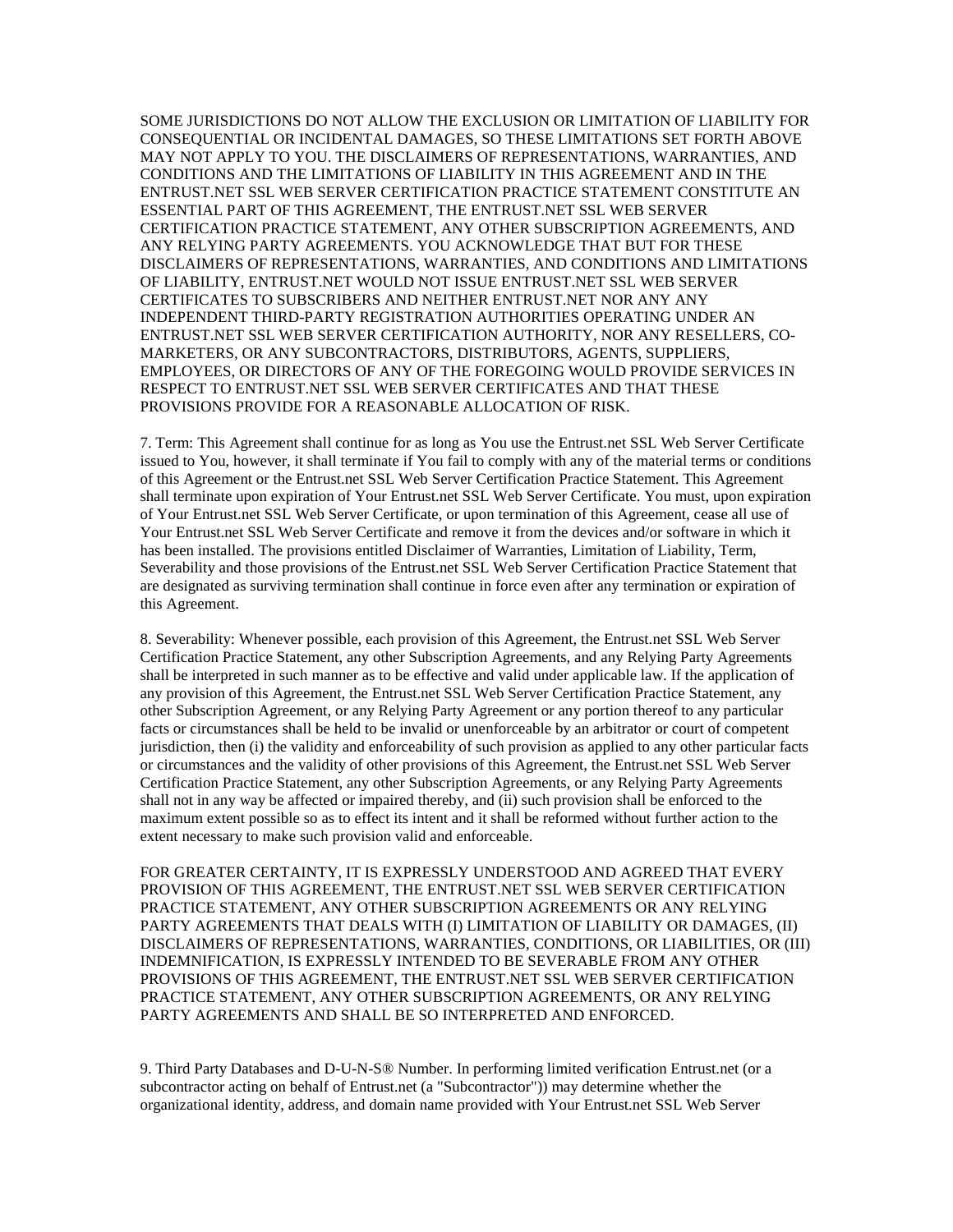SOME JURISDICTIONS DO NOT ALLOW THE EXCLUSION OR LIMITATION OF LIABILITY FOR CONSEQUENTIAL OR INCIDENTAL DAMAGES, SO THESE LIMITATIONS SET FORTH ABOVE MAY NOT APPLY TO YOU. THE DISCLAIMERS OF REPRESENTATIONS, WARRANTIES, AND CONDITIONS AND THE LIMITATIONS OF LIABILITY IN THIS AGREEMENT AND IN THE ENTRUST.NET SSL WEB SERVER CERTIFICATION PRACTICE STATEMENT CONSTITUTE AN ESSENTIAL PART OF THIS AGREEMENT, THE ENTRUST.NET SSL WEB SERVER CERTIFICATION PRACTICE STATEMENT, ANY OTHER SUBSCRIPTION AGREEMENTS, AND ANY RELYING PARTY AGREEMENTS. YOU ACKNOWLEDGE THAT BUT FOR THESE DISCLAIMERS OF REPRESENTATIONS, WARRANTIES, AND CONDITIONS AND LIMITATIONS OF LIABILITY, ENTRUST.NET WOULD NOT ISSUE ENTRUST.NET SSL WEB SERVER CERTIFICATES TO SUBSCRIBERS AND NEITHER ENTRUST.NET NOR ANY ANY INDEPENDENT THIRD-PARTY REGISTRATION AUTHORITIES OPERATING UNDER AN ENTRUST.NET SSL WEB SERVER CERTIFICATION AUTHORITY, NOR ANY RESELLERS, CO-MARKETERS, OR ANY SUBCONTRACTORS, DISTRIBUTORS, AGENTS, SUPPLIERS, EMPLOYEES, OR DIRECTORS OF ANY OF THE FOREGOING WOULD PROVIDE SERVICES IN RESPECT TO ENTRUST.NET SSL WEB SERVER CERTIFICATES AND THAT THESE PROVISIONS PROVIDE FOR A REASONABLE ALLOCATION OF RISK.

7. Term: This Agreement shall continue for as long as You use the Entrust.net SSL Web Server Certificate issued to You, however, it shall terminate if You fail to comply with any of the material terms or conditions of this Agreement or the Entrust.net SSL Web Server Certification Practice Statement. This Agreement shall terminate upon expiration of Your Entrust.net SSL Web Server Certificate. You must, upon expiration of Your Entrust.net SSL Web Server Certificate, or upon termination of this Agreement, cease all use of Your Entrust.net SSL Web Server Certificate and remove it from the devices and/or software in which it has been installed. The provisions entitled Disclaimer of Warranties, Limitation of Liability, Term, Severability and those provisions of the Entrust.net SSL Web Server Certification Practice Statement that are designated as surviving termination shall continue in force even after any termination or expiration of this Agreement.

8. Severability: Whenever possible, each provision of this Agreement, the Entrust.net SSL Web Server Certification Practice Statement, any other Subscription Agreements, and any Relying Party Agreements shall be interpreted in such manner as to be effective and valid under applicable law. If the application of any provision of this Agreement, the Entrust.net SSL Web Server Certification Practice Statement, any other Subscription Agreement, or any Relying Party Agreement or any portion thereof to any particular facts or circumstances shall be held to be invalid or unenforceable by an arbitrator or court of competent jurisdiction, then (i) the validity and enforceability of such provision as applied to any other particular facts or circumstances and the validity of other provisions of this Agreement, the Entrust.net SSL Web Server Certification Practice Statement, any other Subscription Agreements, or any Relying Party Agreements shall not in any way be affected or impaired thereby, and (ii) such provision shall be enforced to the maximum extent possible so as to effect its intent and it shall be reformed without further action to the extent necessary to make such provision valid and enforceable.

FOR GREATER CERTAINTY, IT IS EXPRESSLY UNDERSTOOD AND AGREED THAT EVERY PROVISION OF THIS AGREEMENT, THE ENTRUST.NET SSL WEB SERVER CERTIFICATION PRACTICE STATEMENT, ANY OTHER SUBSCRIPTION AGREEMENTS OR ANY RELYING PARTY AGREEMENTS THAT DEALS WITH (I) LIMITATION OF LIABILITY OR DAMAGES, (II) DISCLAIMERS OF REPRESENTATIONS, WARRANTIES, CONDITIONS, OR LIABILITIES, OR (III) INDEMNIFICATION, IS EXPRESSLY INTENDED TO BE SEVERABLE FROM ANY OTHER PROVISIONS OF THIS AGREEMENT, THE ENTRUST.NET SSL WEB SERVER CERTIFICATION PRACTICE STATEMENT, ANY OTHER SUBSCRIPTION AGREEMENTS, OR ANY RELYING PARTY AGREEMENTS AND SHALL BE SO INTERPRETED AND ENFORCED.

9. Third Party Databases and D-U-N-S® Number. In performing limited verification Entrust.net (or a subcontractor acting on behalf of Entrust.net (a "Subcontractor")) may determine whether the organizational identity, address, and domain name provided with Your Entrust.net SSL Web Server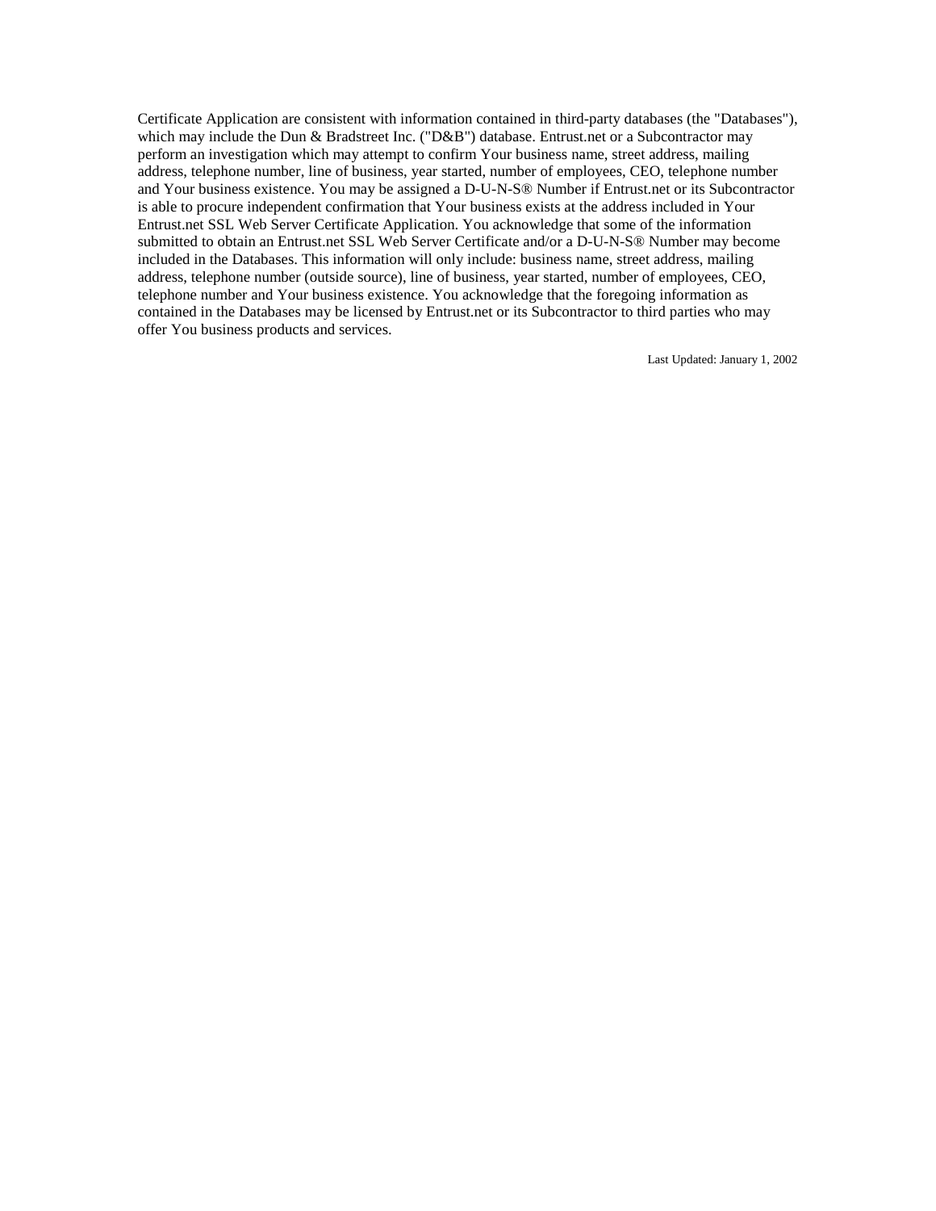Certificate Application are consistent with information contained in third-party databases (the "Databases"), which may include the Dun & Bradstreet Inc. ("D&B") database. Entrust.net or a Subcontractor may perform an investigation which may attempt to confirm Your business name, street address, mailing address, telephone number, line of business, year started, number of employees, CEO, telephone number and Your business existence. You may be assigned a D-U-N-S® Number if Entrust.net or its Subcontractor is able to procure independent confirmation that Your business exists at the address included in Your Entrust.net SSL Web Server Certificate Application. You acknowledge that some of the information submitted to obtain an Entrust.net SSL Web Server Certificate and/or a D-U-N-S® Number may become included in the Databases. This information will only include: business name, street address, mailing address, telephone number (outside source), line of business, year started, number of employees, CEO, telephone number and Your business existence. You acknowledge that the foregoing information as contained in the Databases may be licensed by Entrust.net or its Subcontractor to third parties who may offer You business products and services.

Last Updated: January 1, 2002